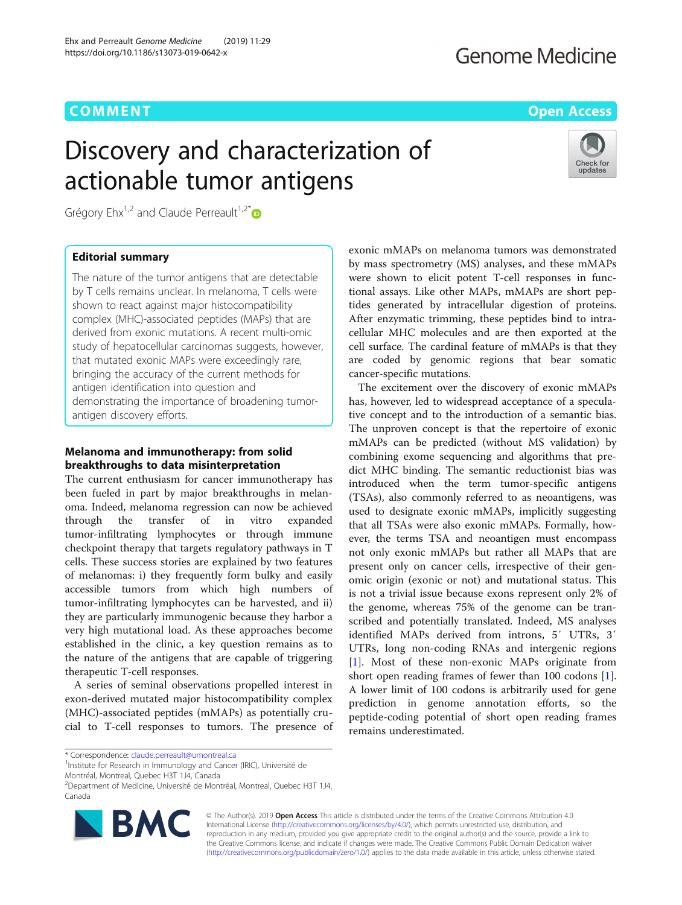COMMENT

Open Access

# Discovery and characterization of actionable tumor antigens

Grégory Ehx[1,2] and Claude Perreault[1,2*]

## Editorial summary

The nature of the tumor antigens that are detectable by T cells remains unclear. In melanoma, T cells were shown to react against major histocompatibility complex (MHC)-associated peptides (MAPs) that are derived from exonic mutations. A recent multi-omic study of hepatocellular carcinomas suggests, however, that mutated exonic MAPs were exceedingly rare, bringing the accuracy of the current methods for antigen identification into question and demonstrating the importance of broadening tumor-antigen discovery efforts.

## Melanoma and immunotherapy: from solid breakthroughs to data misinterpretation

The current enthusiasm for cancer immunotherapy has been fueled in part by major breakthroughs in melanoma. Indeed, melanoma regression can now be achieved through the transfer of in vitro expanded tumor-infiltrating lymphocytes or through immune checkpoint therapy that targets regulatory pathways in T cells. These success stories are explained by two features of melanomas: i) they frequently form bulky and easily accessible tumors from which high numbers of tumor-infiltrating lymphocytes can be harvested, and ii) they are particularly immunogenic because they harbor a very high mutational load. As these approaches become established in the clinic, a key question remains as to the nature of the antigens that are capable of triggering therapeutic T-cell responses.

A series of seminal observations propelled interest in exon-derived mutated major histocompatibility complex (MHC)-associated peptides (mMAPs) as potentially crucial to T-cell responses to tumors. The presence of exonic mMAPs on melanoma tumors was demonstrated by mass spectrometry (MS) analyses, and these mMAPs were shown to elicit potent T-cell responses in functional assays. Like other MAPs, mMAPs are short peptides generated by intracellular digestion of proteins. After enzymatic trimming, these peptides bind to intracellular MHC molecules and are then exported at the cell surface. The cardinal feature of mMAPs is that they are coded by genomic regions that bear somatic cancer-specific mutations.

The excitement over the discovery of exonic mMAPs has, however, led to widespread acceptance of a speculative concept and to the introduction of a semantic bias. The unproven concept is that the repertoire of exonic mMAPs can be predicted (without MS validation) by combining exome sequencing and algorithms that predict MHC binding. The semantic reductionist bias was introduced when the term tumor-specific antigens (TSAs), also commonly referred to as neoantigens, was used to designate exonic mMAPs, implicitly suggesting that all TSAs were also exonic mMAPs. Formally, however, the terms TSA and neoantigen must encompass not only exonic mMAPs but rather all MAPs that are present only on cancer cells, irrespective of their genomic origin (exonic or not) and mutational status. This is not a trivial issue because exons represent only 2% of the genome, whereas 75% of the genome can be transcribed and potentially translated. Indeed, MS analyses identified MAPs derived from introns, 5′ UTRs, 3′ UTRs, long non-coding RNAs and intergenic regions [1]. Most of these non-exonic MAPs originate from short open reading frames of fewer than 100 codons [1]. A lower limit of 100 codons is arbitrarily used for gene prediction in genome annotation efforts, so the peptide-coding potential of short open reading frames remains underestimated.

\* Correspondence: claude.perreault@umontreal.ca
[1]Institute for Research in Immunology and Cancer (IRIC), Université de Montréal, Montreal, Quebec H3T 1J4, Canada
[2]Department of Medicine, Université de Montréal, Montreal, Quebec H3T 1J4, Canada

© The Author(s). 2019 **Open Access** This article is distributed under the terms of the Creative Commons Attribution 4.0 International License (http://creativecommons.org/licenses/by/4.0/), which permits unrestricted use, distribution, and reproduction in any medium, provided you give appropriate credit to the original author(s) and the source, provide a link to the Creative Commons license, and indicate if changes were made. The Creative Commons Public Domain Dedication waiver (http://creativecommons.org/publicdomain/zero/1.0/) applies to the data made available in this article, unless otherwise stated.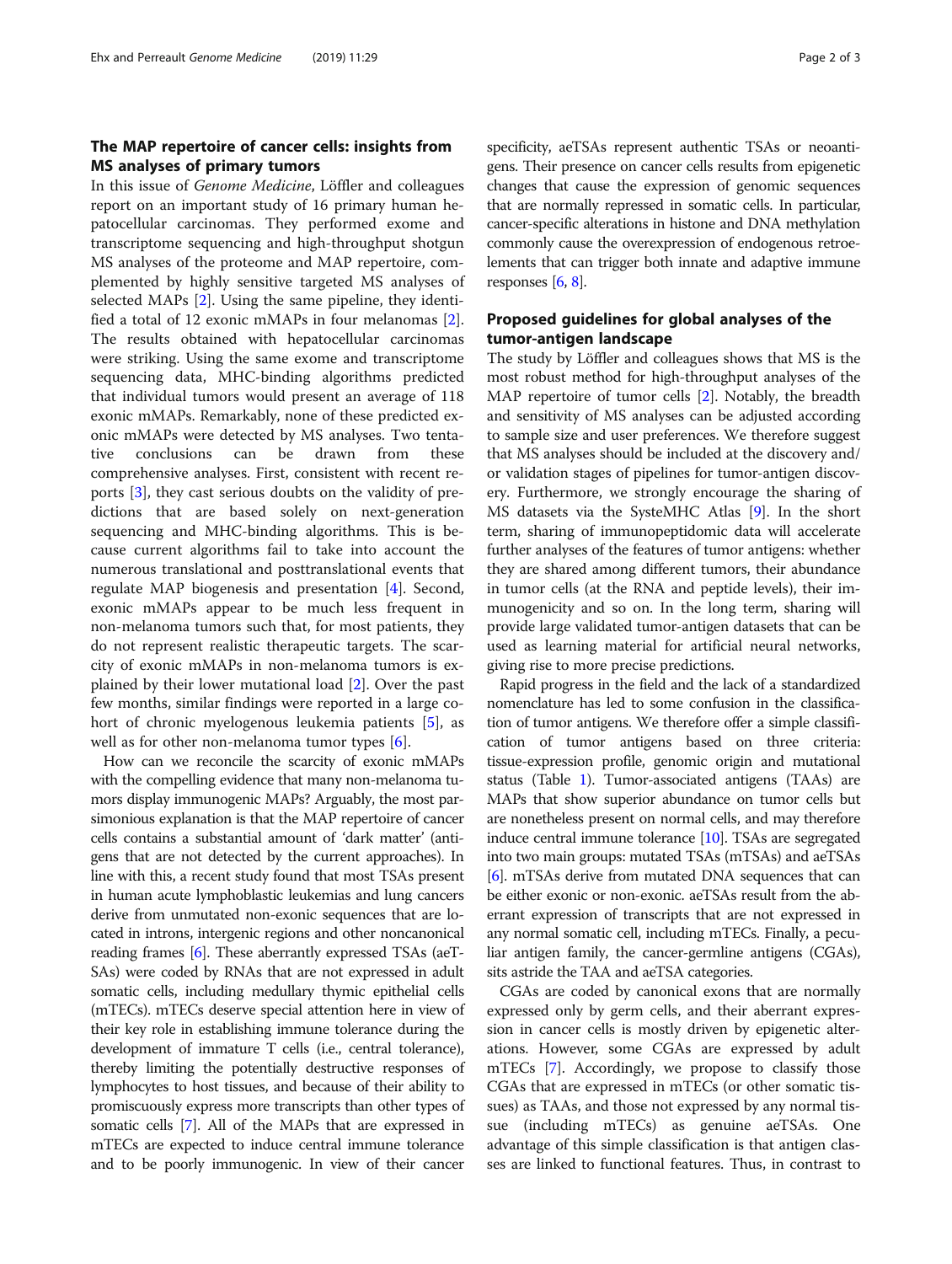## The MAP repertoire of cancer cells: insights from MS analyses of primary tumors

In this issue of *Genome Medicine*, Löffler and colleagues report on an important study of 16 primary human hepatocellular carcinomas. They performed exome and transcriptome sequencing and high-throughput shotgun MS analyses of the proteome and MAP repertoire, complemented by highly sensitive targeted MS analyses of selected MAPs [2]. Using the same pipeline, they identified a total of 12 exonic mMAPs in four melanomas [2]. The results obtained with hepatocellular carcinomas were striking. Using the same exome and transcriptome sequencing data, MHC-binding algorithms predicted that individual tumors would present an average of 118 exonic mMAPs. Remarkably, none of these predicted exonic mMAPs were detected by MS analyses. Two tentative conclusions can be drawn from these comprehensive analyses. First, consistent with recent reports [3], they cast serious doubts on the validity of predictions that are based solely on next-generation sequencing and MHC-binding algorithms. This is because current algorithms fail to take into account the numerous translational and posttranslational events that regulate MAP biogenesis and presentation [4]. Second, exonic mMAPs appear to be much less frequent in non-melanoma tumors such that, for most patients, they do not represent realistic therapeutic targets. The scarcity of exonic mMAPs in non-melanoma tumors is explained by their lower mutational load [2]. Over the past few months, similar findings were reported in a large cohort of chronic myelogenous leukemia patients [5], as well as for other non-melanoma tumor types [6].

How can we reconcile the scarcity of exonic mMAPs with the compelling evidence that many non-melanoma tumors display immunogenic MAPs? Arguably, the most parsimonious explanation is that the MAP repertoire of cancer cells contains a substantial amount of 'dark matter' (antigens that are not detected by the current approaches). In line with this, a recent study found that most TSAs present in human acute lymphoblastic leukemias and lung cancers derive from unmutated non-exonic sequences that are located in introns, intergenic regions and other noncanonical reading frames [6]. These aberrantly expressed TSAs (aeTSAs) were coded by RNAs that are not expressed in adult somatic cells, including medullary thymic epithelial cells (mTECs). mTECs deserve special attention here in view of their key role in establishing immune tolerance during the development of immature T cells (i.e., central tolerance), thereby limiting the potentially destructive responses of lymphocytes to host tissues, and because of their ability to promiscuously express more transcripts than other types of somatic cells [7]. All of the MAPs that are expressed in mTECs are expected to induce central immune tolerance and to be poorly immunogenic. In view of their cancer specificity, aeTSAs represent authentic TSAs or neoantigens. Their presence on cancer cells results from epigenetic changes that cause the expression of genomic sequences that are normally repressed in somatic cells. In particular, cancer-specific alterations in histone and DNA methylation commonly cause the overexpression of endogenous retroelements that can trigger both innate and adaptive immune responses [6, 8].

## Proposed guidelines for global analyses of the tumor-antigen landscape

The study by Löffler and colleagues shows that MS is the most robust method for high-throughput analyses of the MAP repertoire of tumor cells [2]. Notably, the breadth and sensitivity of MS analyses can be adjusted according to sample size and user preferences. We therefore suggest that MS analyses should be included at the discovery and/or validation stages of pipelines for tumor-antigen discovery. Furthermore, we strongly encourage the sharing of MS datasets via the SysteMHC Atlas [9]. In the short term, sharing of immunopeptidomic data will accelerate further analyses of the features of tumor antigens: whether they are shared among different tumors, their abundance in tumor cells (at the RNA and peptide levels), their immunogenicity and so on. In the long term, sharing will provide large validated tumor-antigen datasets that can be used as learning material for artificial neural networks, giving rise to more precise predictions.

Rapid progress in the field and the lack of a standardized nomenclature has led to some confusion in the classification of tumor antigens. We therefore offer a simple classification of tumor antigens based on three criteria: tissue-expression profile, genomic origin and mutational status (Table 1). Tumor-associated antigens (TAAs) are MAPs that show superior abundance on tumor cells but are nonetheless present on normal cells, and may therefore induce central immune tolerance [10]. TSAs are segregated into two main groups: mutated TSAs (mTSAs) and aeTSAs [6]. mTSAs derive from mutated DNA sequences that can be either exonic or non-exonic. aeTSAs result from the aberrant expression of transcripts that are not expressed in any normal somatic cell, including mTECs. Finally, a peculiar antigen family, the cancer-germline antigens (CGAs), sits astride the TAA and aeTSA categories.

CGAs are coded by canonical exons that are normally expressed only by germ cells, and their aberrant expression in cancer cells is mostly driven by epigenetic alterations. However, some CGAs are expressed by adult mTECs [7]. Accordingly, we propose to classify those CGAs that are expressed in mTECs (or other somatic tissues) as TAAs, and those not expressed by any normal tissue (including mTECs) as genuine aeTSAs. One advantage of this simple classification is that antigen classes are linked to functional features. Thus, in contrast to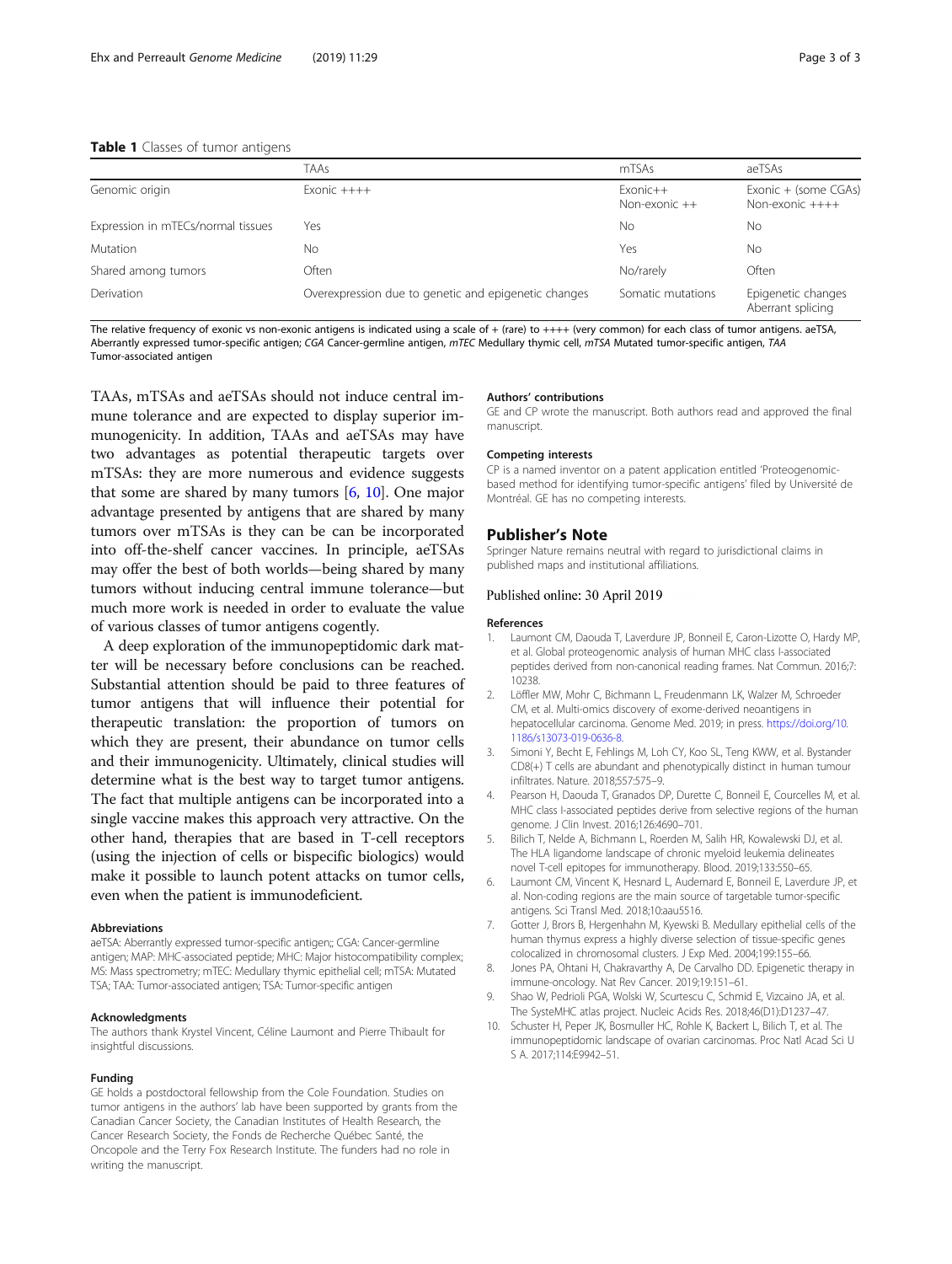**Table 1** Classes of tumor antigens

| | TAAs | mTSAs | aeTSAs |
|---|---|---|---|
| Genomic origin | Exonic ++++ | Exonic++<br>Non-exonic ++ | Exonic + (some CGAs)<br>Non-exonic ++++ |
| Expression in mTECs/normal tissues | Yes | No | No |
| Mutation | No | Yes | No |
| Shared among tumors | Often | No/rarely | Often |
| Derivation | Overexpression due to genetic and epigenetic changes | Somatic mutations | Epigenetic changes<br>Aberrant splicing |

The relative frequency of exonic vs non-exonic antigens is indicated using a scale of + (rare) to ++++ (very common) for each class of tumor antigens. aeTSA, Aberrantly expressed tumor-specific antigen; *CGA* Cancer-germline antigen, *mTEC* Medullary thymic cell, *mTSA* Mutated tumor-specific antigen, *TAA* Tumor-associated antigen

TAAs, mTSAs and aeTSAs should not induce central immune tolerance and are expected to display superior immunogenicity. In addition, TAAs and aeTSAs may have two advantages as potential therapeutic targets over mTSAs: they are more numerous and evidence suggests that some are shared by many tumors [6, 10]. One major advantage presented by antigens that are shared by many tumors over mTSAs is they can be can be incorporated into off-the-shelf cancer vaccines. In principle, aeTSAs may offer the best of both worlds—being shared by many tumors without inducing central immune tolerance—but much more work is needed in order to evaluate the value of various classes of tumor antigens cogently.

A deep exploration of the immunopeptidomic dark matter will be necessary before conclusions can be reached. Substantial attention should be paid to three features of tumor antigens that will influence their potential for therapeutic translation: the proportion of tumors on which they are present, their abundance on tumor cells and their immunogenicity. Ultimately, clinical studies will determine what is the best way to target tumor antigens. The fact that multiple antigens can be incorporated into a single vaccine makes this approach very attractive. On the other hand, therapies that are based in T-cell receptors (using the injection of cells or bispecific biologics) would make it possible to launch potent attacks on tumor cells, even when the patient is immunodeficient.

#### Abbreviations

aeTSA: Aberrantly expressed tumor-specific antigen;; CGA: Cancer-germline antigen; MAP: MHC-associated peptide; MHC: Major histocompatibility complex; MS: Mass spectrometry; mTEC: Medullary thymic epithelial cell; mTSA: Mutated TSA; TAA: Tumor-associated antigen; TSA: Tumor-specific antigen

#### Acknowledgments

The authors thank Krystel Vincent, Céline Laumont and Pierre Thibault for insightful discussions.

#### Funding

GE holds a postdoctoral fellowship from the Cole Foundation. Studies on tumor antigens in the authors' lab have been supported by grants from the Canadian Cancer Society, the Canadian Institutes of Health Research, the Cancer Research Society, the Fonds de Recherche Québec Santé, the Oncopole and the Terry Fox Research Institute. The funders had no role in writing the manuscript.

#### Authors' contributions

GE and CP wrote the manuscript. Both authors read and approved the final manuscript.

#### Competing interests

CP is a named inventor on a patent application entitled 'Proteogenomic-based method for identifying tumor-specific antigens' filed by Université de Montréal. GE has no competing interests.

## Publisher's Note

Springer Nature remains neutral with regard to jurisdictional claims in published maps and institutional affiliations.

Published online: 30 April 2019

#### References

1. Laumont CM, Daouda T, Laverdure JP, Bonneil E, Caron-Lizotte O, Hardy MP, et al. Global proteogenomic analysis of human MHC class I-associated peptides derived from non-canonical reading frames. Nat Commun. 2016;7:10238.
2. Löffler MW, Mohr C, Bichmann L, Freudenmann LK, Walzer M, Schroeder CM, et al. Multi-omics discovery of exome-derived neoantigens in hepatocellular carcinoma. Genome Med. 2019; in press. https://doi.org/10.1186/s13073-019-0636-8.
3. Simoni Y, Becht E, Fehlings M, Loh CY, Koo SL, Teng KWW, et al. Bystander CD8(+) T cells are abundant and phenotypically distinct in human tumour infiltrates. Nature. 2018;557:575–9.
4. Pearson H, Daouda T, Granados DP, Durette C, Bonneil E, Courcelles M, et al. MHC class I-associated peptides derive from selective regions of the human genome. J Clin Invest. 2016;126:4690–701.
5. Bilich T, Nelde A, Bichmann L, Roerden M, Salih HR, Kowalewski DJ, et al. The HLA ligandome landscape of chronic myeloid leukemia delineates novel T-cell epitopes for immunotherapy. Blood. 2019;133:550–65.
6. Laumont CM, Vincent K, Hesnard L, Audemard E, Bonneil E, Laverdure JP, et al. Non-coding regions are the main source of targetable tumor-specific antigens. Sci Transl Med. 2018;10:aau5516.
7. Gotter J, Brors B, Hergenhahn M, Kyewski B. Medullary epithelial cells of the human thymus express a highly diverse selection of tissue-specific genes colocalized in chromosomal clusters. J Exp Med. 2004;199:155–66.
8. Jones PA, Ohtani H, Chakravarthy A, De Carvalho DD. Epigenetic therapy in immune-oncology. Nat Rev Cancer. 2019;19:151–61.
9. Shao W, Pedrioli PGA, Wolski W, Scurtescu C, Schmid E, Vizcaino JA, et al. The SysteMHC atlas project. Nucleic Acids Res. 2018;46(D1):D1237–47.
10. Schuster H, Peper JK, Bosmuller HC, Rohle K, Backert L, Bilich T, et al. The immunopeptidomic landscape of ovarian carcinomas. Proc Natl Acad Sci U S A. 2017;114:E9942–51.